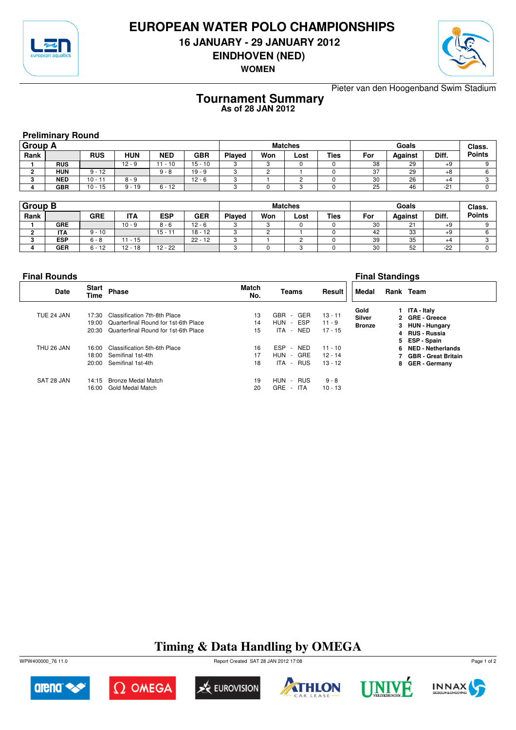# EUROPEAN WATER POLO CHAMPIONSHIPS

## 16 JANUARY - 29 JANUARY 2012

## EINDHOVEN (NED)

### WOMEN

Pieter van den Hoogenband Swim Stadium

## Tournament Summary

**As of 28 JAN 2012**

### Preliminary Round

| Group A | | | | | | Matches | | | | Goals | | | Class. |
|---|---|---|---|---|---|---|---|---|---|---|---|---|---|
| Rank | | RUS | HUN | NED | GBR | Played | Won | Lost | Ties | For | Against | Diff. | Points |
| 1 | RUS | | 12 - 9 | 11 - 10 | 15 - 10 | 3 | 3 | 0 | 0 | 38 | 29 | +9 | 9 |
| 2 | HUN | 9 - 12 | | 9 - 8 | 19 - 9 | 3 | 2 | 1 | 0 | 37 | 29 | +8 | 6 |
| 3 | NED | 10 - 11 | 8 - 9 | | 12 - 6 | 3 | 1 | 2 | 0 | 30 | 26 | +4 | 3 |
| 4 | GBR | 10 - 15 | 9 - 19 | 6 - 12 | | 3 | 0 | 3 | 0 | 25 | 46 | -21 | 0 |

| Group B | | | | | | Matches | | | | Goals | | | Class. |
|---|---|---|---|---|---|---|---|---|---|---|---|---|---|
| Rank | | GRE | ITA | ESP | GER | Played | Won | Lost | Ties | For | Against | Diff. | Points |
| 1 | GRE | | 10 - 9 | 8 - 6 | 12 - 6 | 3 | 3 | 0 | 0 | 30 | 21 | +9 | 9 |
| 2 | ITA | 9 - 10 | | 15 - 11 | 18 - 12 | 3 | 2 | 1 | 0 | 42 | 33 | +9 | 6 |
| 3 | ESP | 6 - 8 | 11 - 15 | | 22 - 12 | 3 | 1 | 2 | 0 | 39 | 35 | +4 | 3 |
| 4 | GER | 6 - 12 | 12 - 18 | 12 - 22 | | 3 | 0 | 3 | 0 | 30 | 52 | -22 | 0 |

### Final Rounds

| Date | Start Time | Phase | Match No. | Teams | Result |
|---|---|---|---|---|---|
| TUE 24 JAN | 17:30 | Classification 7th-8th Place | 13 | GBR - GER | 13 - 11 |
| | 19:00 | Quarterfinal Round for 1st-6th Place | 14 | HUN - ESP | 11 - 9 |
| | 20:30 | Quarterfinal Round for 1st-6th Place | 15 | ITA - NED | 17 - 15 |
| THU 26 JAN | 16:00 | Classification 5th-6th Place | 16 | ESP - NED | 11 - 10 |
| | 18:00 | Semifinal 1st-4th | 17 | HUN - GRE | 12 - 14 |
| | 20:00 | Semifinal 1st-4th | 18 | ITA - RUS | 13 - 12 |
| SAT 28 JAN | 14:15 | Bronze Medal Match | 19 | HUN - RUS | 9 - 8 |
| | 16:00 | Gold Medal Match | 20 | GRE - ITA | 10 - 13 |

### Final Standings

| Medal | Rank | Team |
|---|---|---|
| Gold | 1 | ITA - Italy |
| Silver | 2 | GRE - Greece |
| Bronze | 3 | HUN - Hungary |
| | 4 | RUS - Russia |
| | 5 | ESP - Spain |
| | 6 | NED - Netherlands |
| | 7 | GBR - Great Britain |
| | 8 | GER - Germany |

## Timing & Data Handling by OMEGA

WPW400000_76 11.0 Report Created SAT 28 JAN 2012 17:08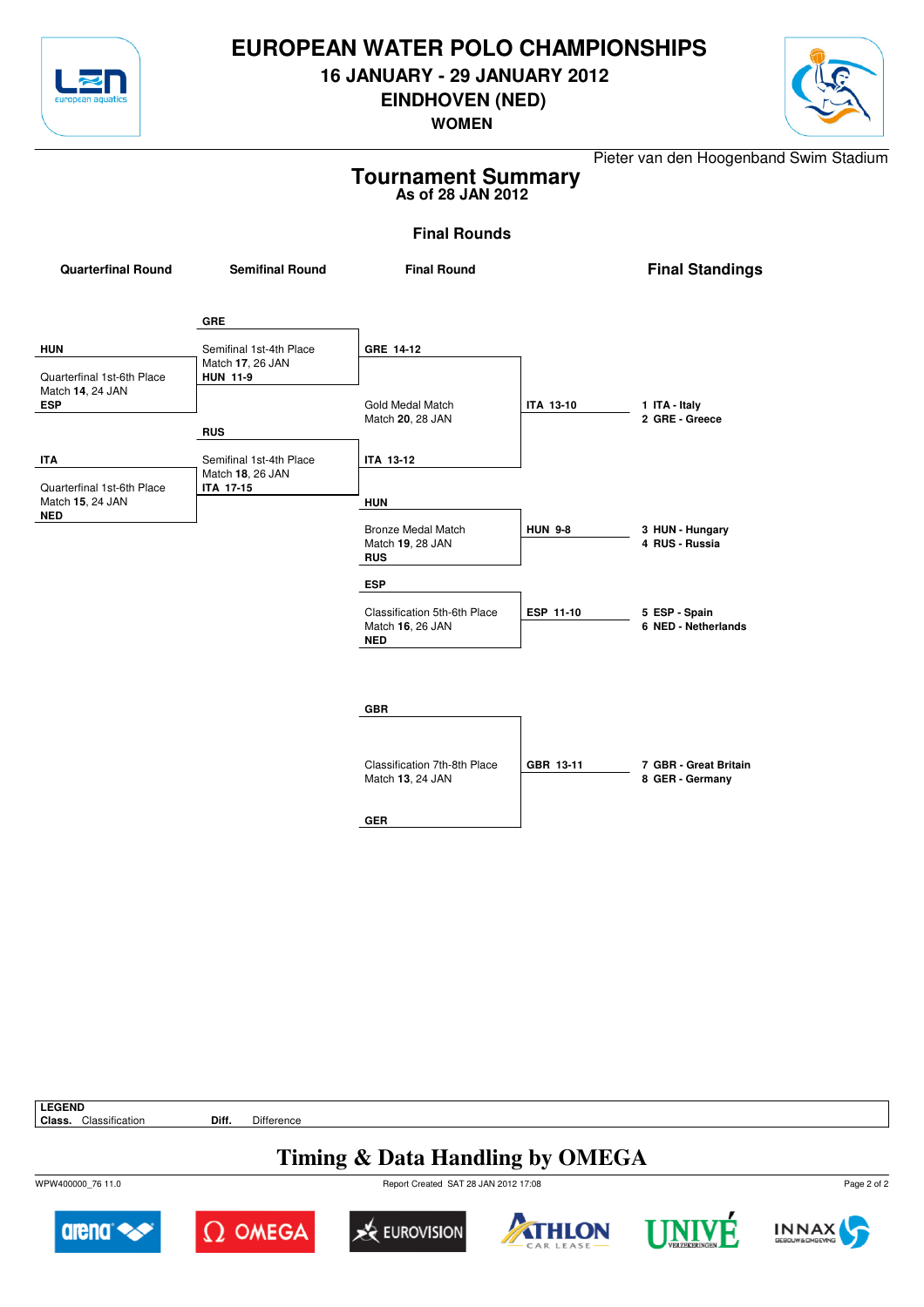# EUROPEAN WATER POLO CHAMPIONSHIPS

## 16 JANUARY - 29 JANUARY 2012

## EINDHOVEN (NED)

### WOMEN

Pieter van den Hoogenband Swim Stadium

## Tournament Summary

As of 28 JAN 2012

### Final Rounds

**Quarterfinal Round**

**HUN**

Quarterfinal 1st-6th Place
Match **14**, 24 JAN
**ESP**

**ITA**

Quarterfinal 1st-6th Place
Match **15**, 24 JAN
**NED**

**Semifinal Round**

**GRE**

Semifinal 1st-4th Place
Match **17**, 26 JAN
**HUN 11-9**

**RUS**

Semifinal 1st-4th Place
Match **18**, 26 JAN
**ITA 17-15**

**Final Round**

**GRE 14-12**

Gold Medal Match
Match **20**, 28 JAN

**ITA 13-12**

**ITA 13-10**

**HUN**

Bronze Medal Match
Match **19**, 28 JAN
**RUS**

**HUN 9-8**

**ESP**

Classification 5th-6th Place
Match **16**, 26 JAN
**NED**

**ESP 11-10**

**GBR**

Classification 7th-8th Place
Match **13**, 24 JAN

**GER**

**GBR 13-11**

**Final Standings**

1 **ITA - Italy**
2 **GRE - Greece**
3 **HUN - Hungary**
4 **RUS - Russia**
5 **ESP - Spain**
6 **NED - Netherlands**
7 **GBR - Great Britain**
8 **GER - Germany**

**LEGEND**
**Class.** Classification **Diff.** Difference

**Timing & Data Handling by OMEGA**

WPW400000_76 11.0 Report Created SAT 28 JAN 2012 17:08